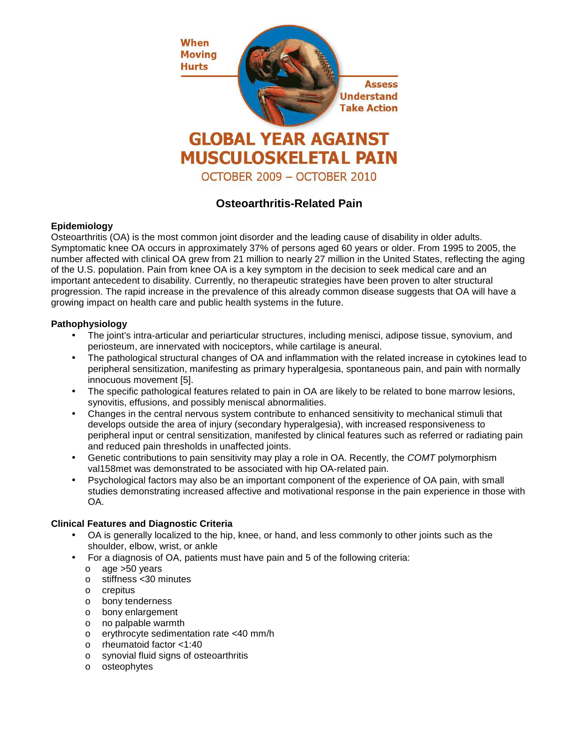When Moving Hurts

Assess Understand Take Action

# GLOBAL YEAR AGAINST MUSCULOSKELETAL PAIN

OCTOBER 2009 – OCTOBER 2010

## Osteoarthritis-Related Pain

**Epidemiology**

Osteoarthritis (OA) is the most common joint disorder and the leading cause of disability in older adults. Symptomatic knee OA occurs in approximately 37% of persons aged 60 years or older. From 1995 to 2005, the number affected with clinical OA grew from 21 million to nearly 27 million in the United States, reflecting the aging of the U.S. population. Pain from knee OA is a key symptom in the decision to seek medical care and an important antecedent to disability. Currently, no therapeutic strategies have been proven to alter structural progression. The rapid increase in the prevalence of this already common disease suggests that OA will have a growing impact on health care and public health systems in the future.

**Pathophysiology**

- The joint's intra-articular and periarticular structures, including menisci, adipose tissue, synovium, and periosteum, are innervated with nociceptors, while cartilage is aneural.
- The pathological structural changes of OA and inflammation with the related increase in cytokines lead to peripheral sensitization, manifesting as primary hyperalgesia, spontaneous pain, and pain with normally innocuous movement [5].
- The specific pathological features related to pain in OA are likely to be related to bone marrow lesions, synovitis, effusions, and possibly meniscal abnormalities.
- Changes in the central nervous system contribute to enhanced sensitivity to mechanical stimuli that develops outside the area of injury (secondary hyperalgesia), with increased responsiveness to peripheral input or central sensitization, manifested by clinical features such as referred or radiating pain and reduced pain thresholds in unaffected joints.
- Genetic contributions to pain sensitivity may play a role in OA. Recently, the *COMT* polymorphism val158met was demonstrated to be associated with hip OA-related pain.
- Psychological factors may also be an important component of the experience of OA pain, with small studies demonstrating increased affective and motivational response in the pain experience in those with OA.

**Clinical Features and Diagnostic Criteria**

- OA is generally localized to the hip, knee, or hand, and less commonly to other joints such as the shoulder, elbow, wrist, or ankle
- For a diagnosis of OA, patients must have pain and 5 of the following criteria:
  - age >50 years
  - stiffness <30 minutes
  - crepitus
  - bony tenderness
  - bony enlargement
  - no palpable warmth
  - erythrocyte sedimentation rate <40 mm/h
  - rheumatoid factor <1:40
  - synovial fluid signs of osteoarthritis
  - osteophytes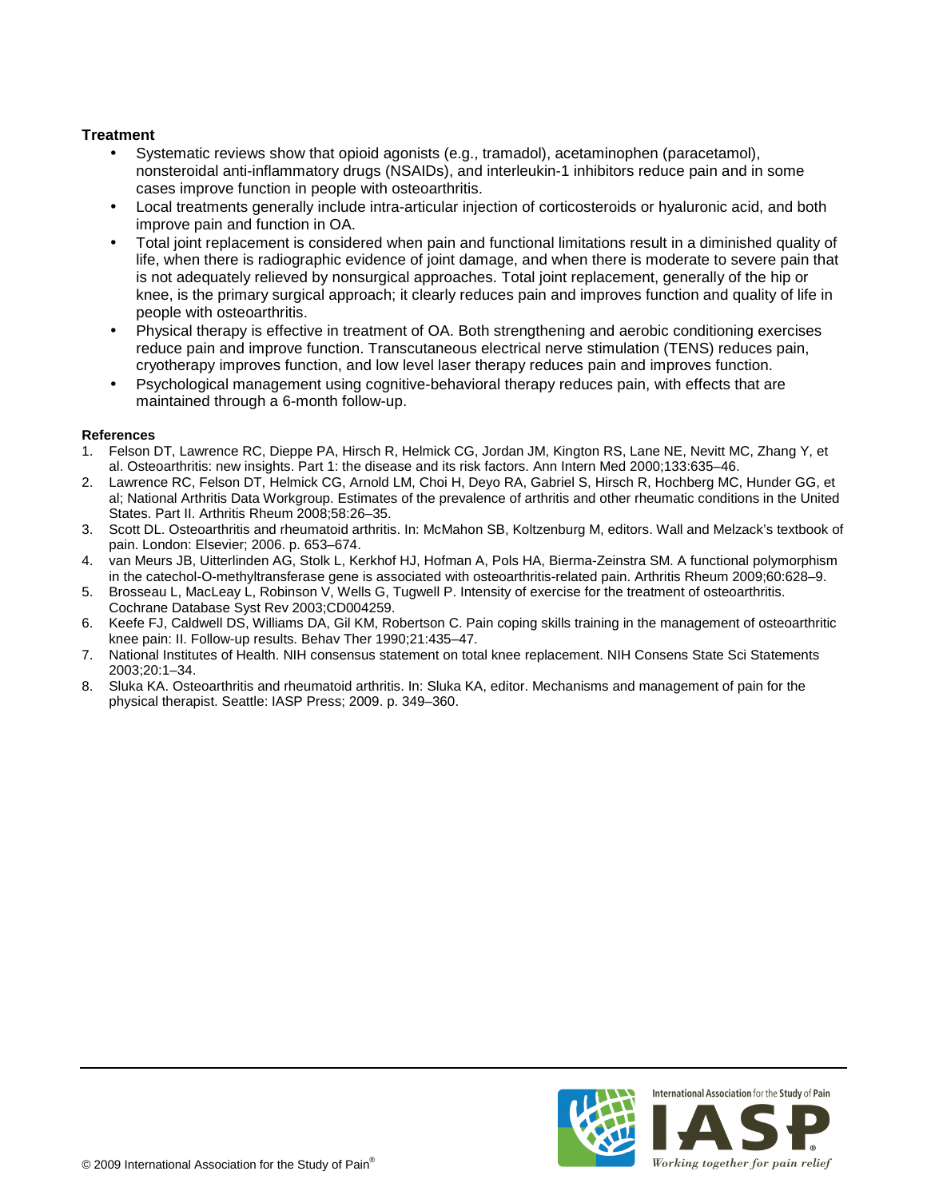**Treatment**

- Systematic reviews show that opioid agonists (e.g., tramadol), acetaminophen (paracetamol), nonsteroidal anti-inflammatory drugs (NSAIDs), and interleukin-1 inhibitors reduce pain and in some cases improve function in people with osteoarthritis.
- Local treatments generally include intra-articular injection of corticosteroids or hyaluronic acid, and both improve pain and function in OA.
- Total joint replacement is considered when pain and functional limitations result in a diminished quality of life, when there is radiographic evidence of joint damage, and when there is moderate to severe pain that is not adequately relieved by nonsurgical approaches. Total joint replacement, generally of the hip or knee, is the primary surgical approach; it clearly reduces pain and improves function and quality of life in people with osteoarthritis.
- Physical therapy is effective in treatment of OA. Both strengthening and aerobic conditioning exercises reduce pain and improve function. Transcutaneous electrical nerve stimulation (TENS) reduces pain, cryotherapy improves function, and low level laser therapy reduces pain and improves function.
- Psychological management using cognitive-behavioral therapy reduces pain, with effects that are maintained through a 6-month follow-up.

**References**

1. Felson DT, Lawrence RC, Dieppe PA, Hirsch R, Helmick CG, Jordan JM, Kington RS, Lane NE, Nevitt MC, Zhang Y, et al. Osteoarthritis: new insights. Part 1: the disease and its risk factors. Ann Intern Med 2000;133:635–46.
2. Lawrence RC, Felson DT, Helmick CG, Arnold LM, Choi H, Deyo RA, Gabriel S, Hirsch R, Hochberg MC, Hunder GG, et al; National Arthritis Data Workgroup. Estimates of the prevalence of arthritis and other rheumatic conditions in the United States. Part II. Arthritis Rheum 2008;58:26–35.
3. Scott DL. Osteoarthritis and rheumatoid arthritis. In: McMahon SB, Koltzenburg M, editors. Wall and Melzack's textbook of pain. London: Elsevier; 2006. p. 653–674.
4. van Meurs JB, Uitterlinden AG, Stolk L, Kerkhof HJ, Hofman A, Pols HA, Bierma-Zeinstra SM. A functional polymorphism in the catechol-O-methyltransferase gene is associated with osteoarthritis-related pain. Arthritis Rheum 2009;60:628–9.
5. Brosseau L, MacLeay L, Robinson V, Wells G, Tugwell P. Intensity of exercise for the treatment of osteoarthritis. Cochrane Database Syst Rev 2003;CD004259.
6. Keefe FJ, Caldwell DS, Williams DA, Gil KM, Robertson C. Pain coping skills training in the management of osteoarthritic knee pain: II. Follow-up results. Behav Ther 1990;21:435–47.
7. National Institutes of Health. NIH consensus statement on total knee replacement. NIH Consens State Sci Statements 2003;20:1–34.
8. Sluka KA. Osteoarthritis and rheumatoid arthritis. In: Sluka KA, editor. Mechanisms and management of pain for the physical therapist. Seattle: IASP Press; 2009. p. 349–360.

© 2009 International Association for the Study of Pain®

International Association for the Study of Pain

IASP

*Working together for pain relief*